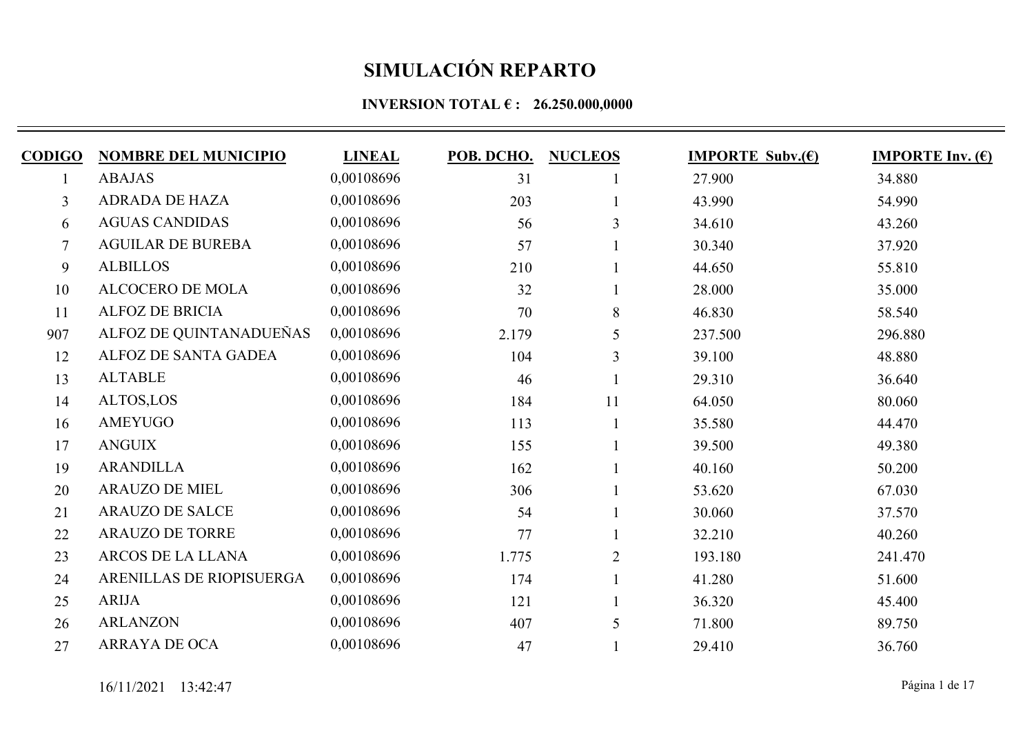# SIMULACIÓN REPARTO

**INVERSION TOTAL € : 26.250.000,0000**

| CODIGO | NOMBRE DEL MUNICIPIO | LINEAL | POB. DCHO. | NUCLEOS | IMPORTE Subv.(€) | IMPORTE Inv. (€) |
|---|---|---|---|---|---|---|
| 1 | ABAJAS | 0,00108696 | 31 | 1 | 27.900 | 34.880 |
| 3 | ADRADA DE HAZA | 0,00108696 | 203 | 1 | 43.990 | 54.990 |
| 6 | AGUAS CANDIDAS | 0,00108696 | 56 | 3 | 34.610 | 43.260 |
| 7 | AGUILAR DE BUREBA | 0,00108696 | 57 | 1 | 30.340 | 37.920 |
| 9 | ALBILLOS | 0,00108696 | 210 | 1 | 44.650 | 55.810 |
| 10 | ALCOCERO DE MOLA | 0,00108696 | 32 | 1 | 28.000 | 35.000 |
| 11 | ALFOZ DE BRICIA | 0,00108696 | 70 | 8 | 46.830 | 58.540 |
| 907 | ALFOZ DE QUINTANADUEÑAS | 0,00108696 | 2.179 | 5 | 237.500 | 296.880 |
| 12 | ALFOZ DE SANTA GADEA | 0,00108696 | 104 | 3 | 39.100 | 48.880 |
| 13 | ALTABLE | 0,00108696 | 46 | 1 | 29.310 | 36.640 |
| 14 | ALTOS,LOS | 0,00108696 | 184 | 11 | 64.050 | 80.060 |
| 16 | AMEYUGO | 0,00108696 | 113 | 1 | 35.580 | 44.470 |
| 17 | ANGUIX | 0,00108696 | 155 | 1 | 39.500 | 49.380 |
| 19 | ARANDILLA | 0,00108696 | 162 | 1 | 40.160 | 50.200 |
| 20 | ARAUZO DE MIEL | 0,00108696 | 306 | 1 | 53.620 | 67.030 |
| 21 | ARAUZO DE SALCE | 0,00108696 | 54 | 1 | 30.060 | 37.570 |
| 22 | ARAUZO DE TORRE | 0,00108696 | 77 | 1 | 32.210 | 40.260 |
| 23 | ARCOS DE LA LLANA | 0,00108696 | 1.775 | 2 | 193.180 | 241.470 |
| 24 | ARENILLAS DE RIOPISUERGA | 0,00108696 | 174 | 1 | 41.280 | 51.600 |
| 25 | ARIJA | 0,00108696 | 121 | 1 | 36.320 | 45.400 |
| 26 | ARLANZON | 0,00108696 | 407 | 5 | 71.800 | 89.750 |
| 27 | ARRAYA DE OCA | 0,00108696 | 47 | 1 | 29.410 | 36.760 |

16/11/2021 13:42:47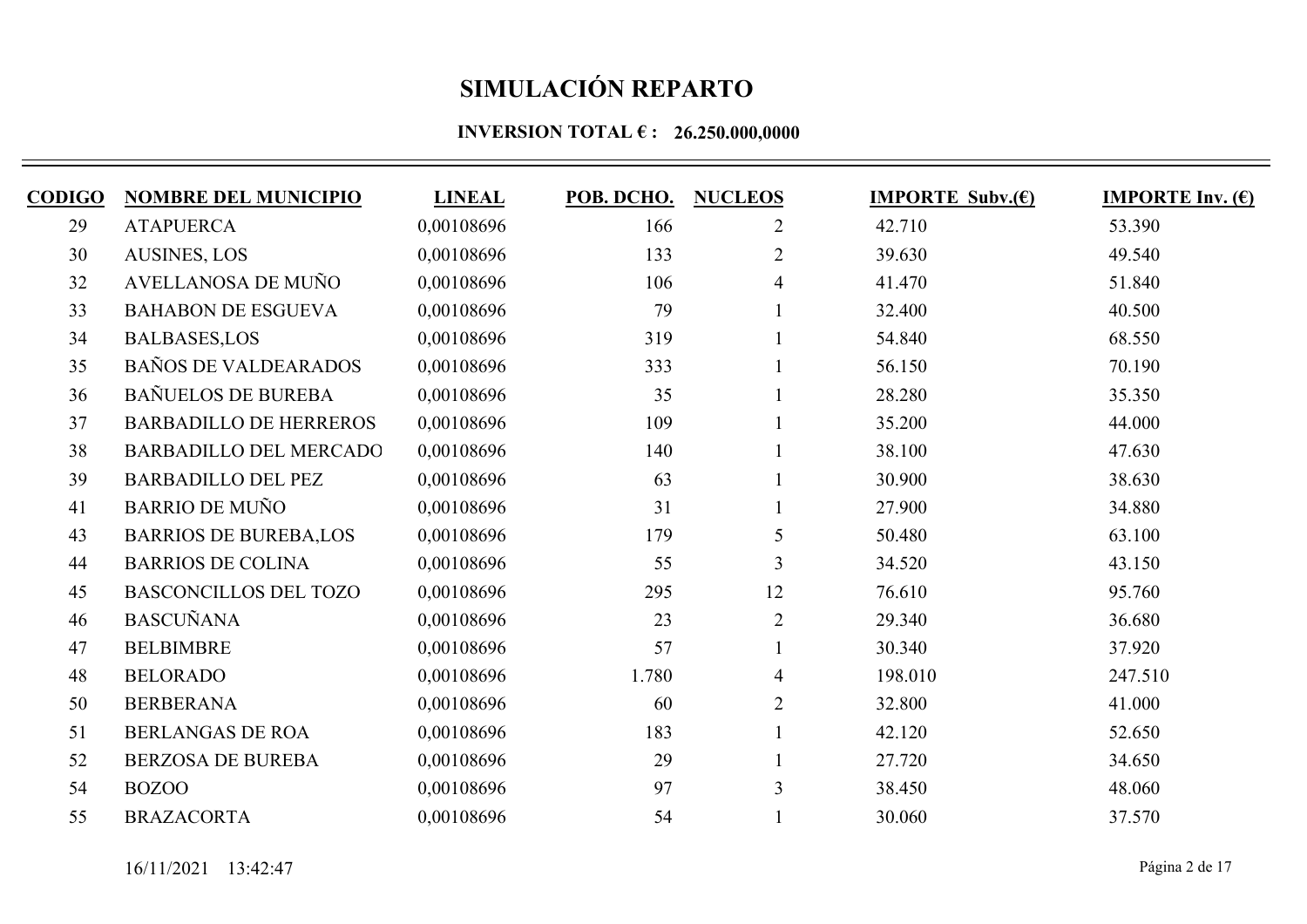# SIMULACIÓN REPARTO

**INVERSION TOTAL € : 26.250.000,0000**

| CODIGO | NOMBRE DEL MUNICIPIO | LINEAL | POB. DCHO. | NUCLEOS | IMPORTE Subv.(€) | IMPORTE Inv. (€) |
|---|---|---|---|---|---|---|
| 29 | ATAPUERCA | 0,00108696 | 166 | 2 | 42.710 | 53.390 |
| 30 | AUSINES, LOS | 0,00108696 | 133 | 2 | 39.630 | 49.540 |
| 32 | AVELLANOSA DE MUÑO | 0,00108696 | 106 | 4 | 41.470 | 51.840 |
| 33 | BAHABON DE ESGUEVA | 0,00108696 | 79 | 1 | 32.400 | 40.500 |
| 34 | BALBASES,LOS | 0,00108696 | 319 | 1 | 54.840 | 68.550 |
| 35 | BAÑOS DE VALDEARADOS | 0,00108696 | 333 | 1 | 56.150 | 70.190 |
| 36 | BAÑUELOS DE BUREBA | 0,00108696 | 35 | 1 | 28.280 | 35.350 |
| 37 | BARBADILLO DE HERREROS | 0,00108696 | 109 | 1 | 35.200 | 44.000 |
| 38 | BARBADILLO DEL MERCADO | 0,00108696 | 140 | 1 | 38.100 | 47.630 |
| 39 | BARBADILLO DEL PEZ | 0,00108696 | 63 | 1 | 30.900 | 38.630 |
| 41 | BARRIO DE MUÑO | 0,00108696 | 31 | 1 | 27.900 | 34.880 |
| 43 | BARRIOS DE BUREBA,LOS | 0,00108696 | 179 | 5 | 50.480 | 63.100 |
| 44 | BARRIOS DE COLINA | 0,00108696 | 55 | 3 | 34.520 | 43.150 |
| 45 | BASCONCILLOS DEL TOZO | 0,00108696 | 295 | 12 | 76.610 | 95.760 |
| 46 | BASCUÑANA | 0,00108696 | 23 | 2 | 29.340 | 36.680 |
| 47 | BELBIMBRE | 0,00108696 | 57 | 1 | 30.340 | 37.920 |
| 48 | BELORADO | 0,00108696 | 1.780 | 4 | 198.010 | 247.510 |
| 50 | BERBERANA | 0,00108696 | 60 | 2 | 32.800 | 41.000 |
| 51 | BERLANGAS DE ROA | 0,00108696 | 183 | 1 | 42.120 | 52.650 |
| 52 | BERZOSA DE BUREBA | 0,00108696 | 29 | 1 | 27.720 | 34.650 |
| 54 | BOZOO | 0,00108696 | 97 | 3 | 38.450 | 48.060 |
| 55 | BRAZACORTA | 0,00108696 | 54 | 1 | 30.060 | 37.570 |

16/11/2021 13:42:47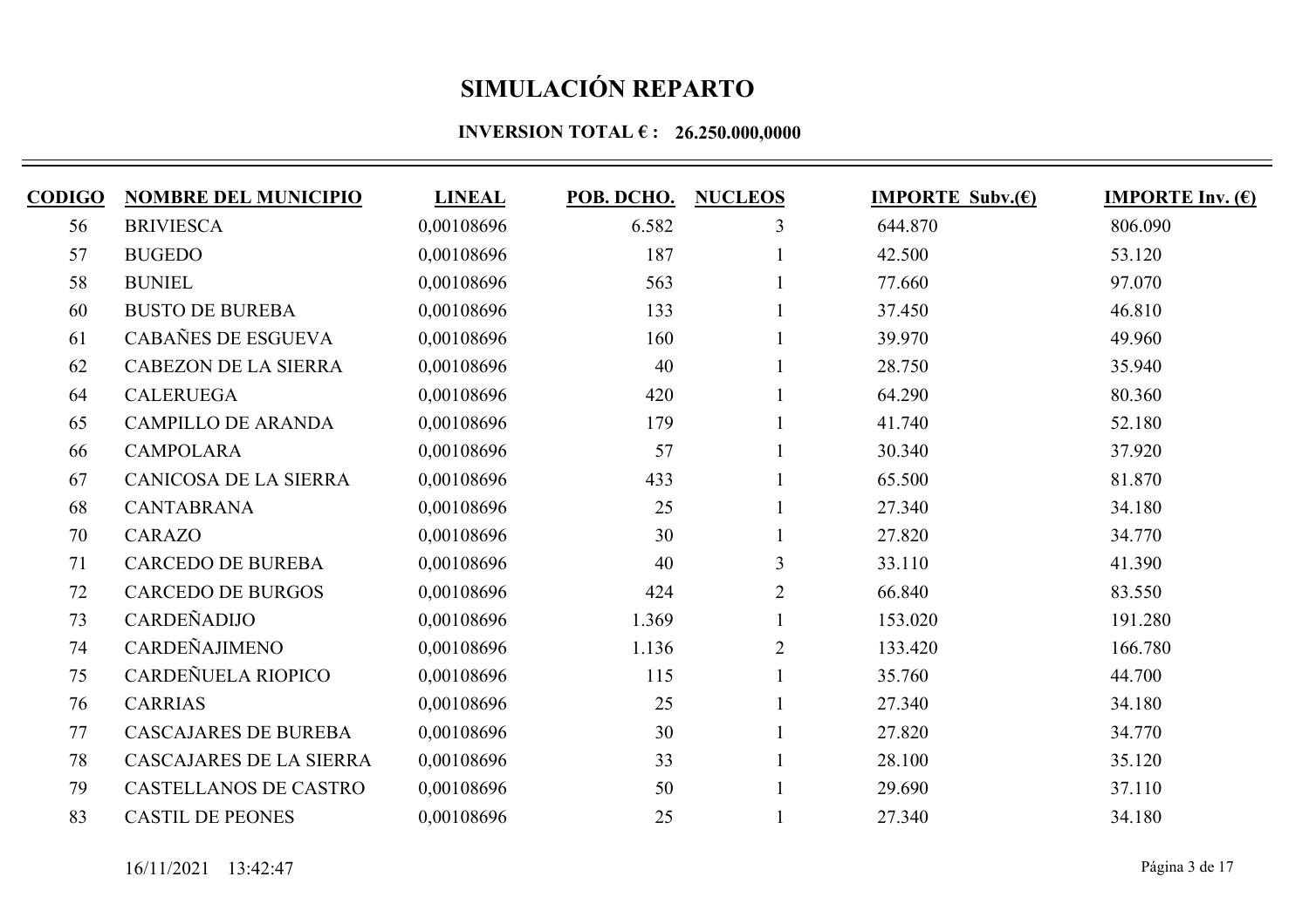# SIMULACIÓN REPARTO

**INVERSION TOTAL € : 26.250.000,0000**

| CODIGO | NOMBRE DEL MUNICIPIO | LINEAL | POB. DCHO. | NUCLEOS | IMPORTE Subv.(€) | IMPORTE Inv. (€) |
|---|---|---|---|---|---|---|
| 56 | BRIVIESCA | 0,00108696 | 6.582 | 3 | 644.870 | 806.090 |
| 57 | BUGEDO | 0,00108696 | 187 | 1 | 42.500 | 53.120 |
| 58 | BUNIEL | 0,00108696 | 563 | 1 | 77.660 | 97.070 |
| 60 | BUSTO DE BUREBA | 0,00108696 | 133 | 1 | 37.450 | 46.810 |
| 61 | CABAÑES DE ESGUEVA | 0,00108696 | 160 | 1 | 39.970 | 49.960 |
| 62 | CABEZON DE LA SIERRA | 0,00108696 | 40 | 1 | 28.750 | 35.940 |
| 64 | CALERUEGA | 0,00108696 | 420 | 1 | 64.290 | 80.360 |
| 65 | CAMPILLO DE ARANDA | 0,00108696 | 179 | 1 | 41.740 | 52.180 |
| 66 | CAMPOLARA | 0,00108696 | 57 | 1 | 30.340 | 37.920 |
| 67 | CANICOSA DE LA SIERRA | 0,00108696 | 433 | 1 | 65.500 | 81.870 |
| 68 | CANTABRANA | 0,00108696 | 25 | 1 | 27.340 | 34.180 |
| 70 | CARAZO | 0,00108696 | 30 | 1 | 27.820 | 34.770 |
| 71 | CARCEDO DE BUREBA | 0,00108696 | 40 | 3 | 33.110 | 41.390 |
| 72 | CARCEDO DE BURGOS | 0,00108696 | 424 | 2 | 66.840 | 83.550 |
| 73 | CARDEÑADIJO | 0,00108696 | 1.369 | 1 | 153.020 | 191.280 |
| 74 | CARDEÑAJIMENO | 0,00108696 | 1.136 | 2 | 133.420 | 166.780 |
| 75 | CARDEÑUELA RIOPICO | 0,00108696 | 115 | 1 | 35.760 | 44.700 |
| 76 | CARRIAS | 0,00108696 | 25 | 1 | 27.340 | 34.180 |
| 77 | CASCAJARES DE BUREBA | 0,00108696 | 30 | 1 | 27.820 | 34.770 |
| 78 | CASCAJARES DE LA SIERRA | 0,00108696 | 33 | 1 | 28.100 | 35.120 |
| 79 | CASTELLANOS DE CASTRO | 0,00108696 | 50 | 1 | 29.690 | 37.110 |
| 83 | CASTIL DE PEONES | 0,00108696 | 25 | 1 | 27.340 | 34.180 |

16/11/2021 13:42:47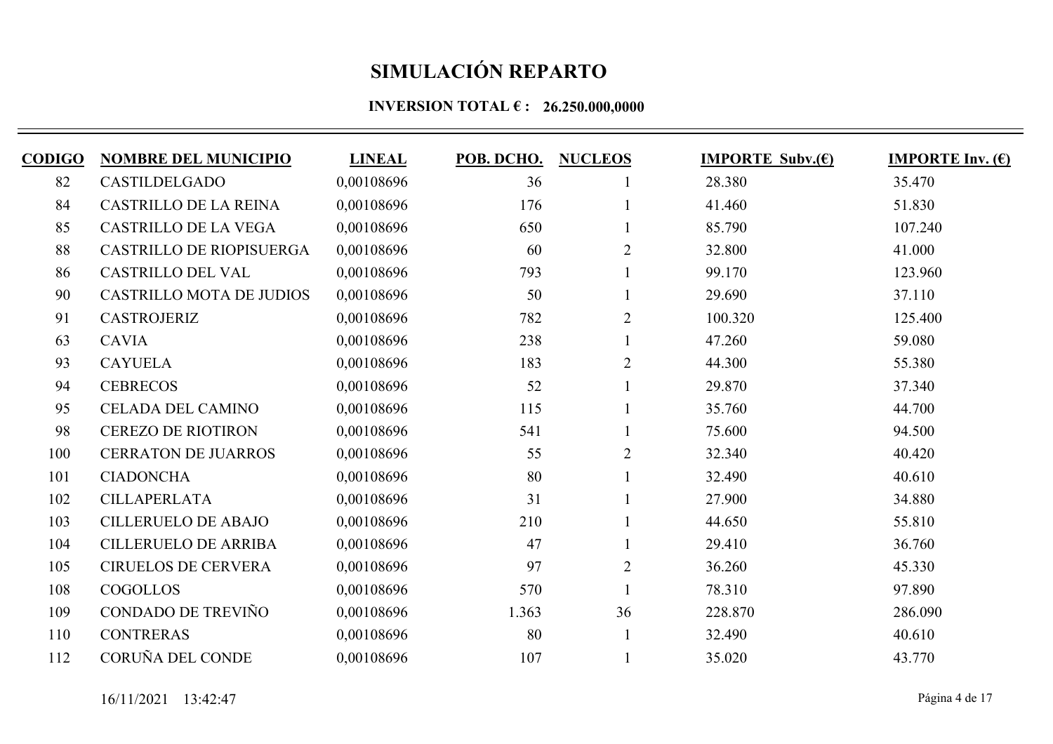# SIMULACIÓN REPARTO

**INVERSION TOTAL € : 26.250.000,0000**

| CODIGO | NOMBRE DEL MUNICIPIO | LINEAL | POB. DCHO. | NUCLEOS | IMPORTE Subv.(€) | IMPORTE Inv. (€) |
|---|---|---|---|---|---|---|
| 82 | CASTILDELGADO | 0,00108696 | 36 | 1 | 28.380 | 35.470 |
| 84 | CASTRILLO DE LA REINA | 0,00108696 | 176 | 1 | 41.460 | 51.830 |
| 85 | CASTRILLO DE LA VEGA | 0,00108696 | 650 | 1 | 85.790 | 107.240 |
| 88 | CASTRILLO DE RIOPISUERGA | 0,00108696 | 60 | 2 | 32.800 | 41.000 |
| 86 | CASTRILLO DEL VAL | 0,00108696 | 793 | 1 | 99.170 | 123.960 |
| 90 | CASTRILLO MOTA DE JUDIOS | 0,00108696 | 50 | 1 | 29.690 | 37.110 |
| 91 | CASTROJERIZ | 0,00108696 | 782 | 2 | 100.320 | 125.400 |
| 63 | CAVIA | 0,00108696 | 238 | 1 | 47.260 | 59.080 |
| 93 | CAYUELA | 0,00108696 | 183 | 2 | 44.300 | 55.380 |
| 94 | CEBRECOS | 0,00108696 | 52 | 1 | 29.870 | 37.340 |
| 95 | CELADA DEL CAMINO | 0,00108696 | 115 | 1 | 35.760 | 44.700 |
| 98 | CEREZO DE RIOTIRON | 0,00108696 | 541 | 1 | 75.600 | 94.500 |
| 100 | CERRATON DE JUARROS | 0,00108696 | 55 | 2 | 32.340 | 40.420 |
| 101 | CIADONCHA | 0,00108696 | 80 | 1 | 32.490 | 40.610 |
| 102 | CILLAPERLATA | 0,00108696 | 31 | 1 | 27.900 | 34.880 |
| 103 | CILLERUELO DE ABAJO | 0,00108696 | 210 | 1 | 44.650 | 55.810 |
| 104 | CILLERUELO DE ARRIBA | 0,00108696 | 47 | 1 | 29.410 | 36.760 |
| 105 | CIRUELOS DE CERVERA | 0,00108696 | 97 | 2 | 36.260 | 45.330 |
| 108 | COGOLLOS | 0,00108696 | 570 | 1 | 78.310 | 97.890 |
| 109 | CONDADO DE TREVIÑO | 0,00108696 | 1.363 | 36 | 228.870 | 286.090 |
| 110 | CONTRERAS | 0,00108696 | 80 | 1 | 32.490 | 40.610 |
| 112 | CORUÑA DEL CONDE | 0,00108696 | 107 | 1 | 35.020 | 43.770 |

16/11/2021 13:42:47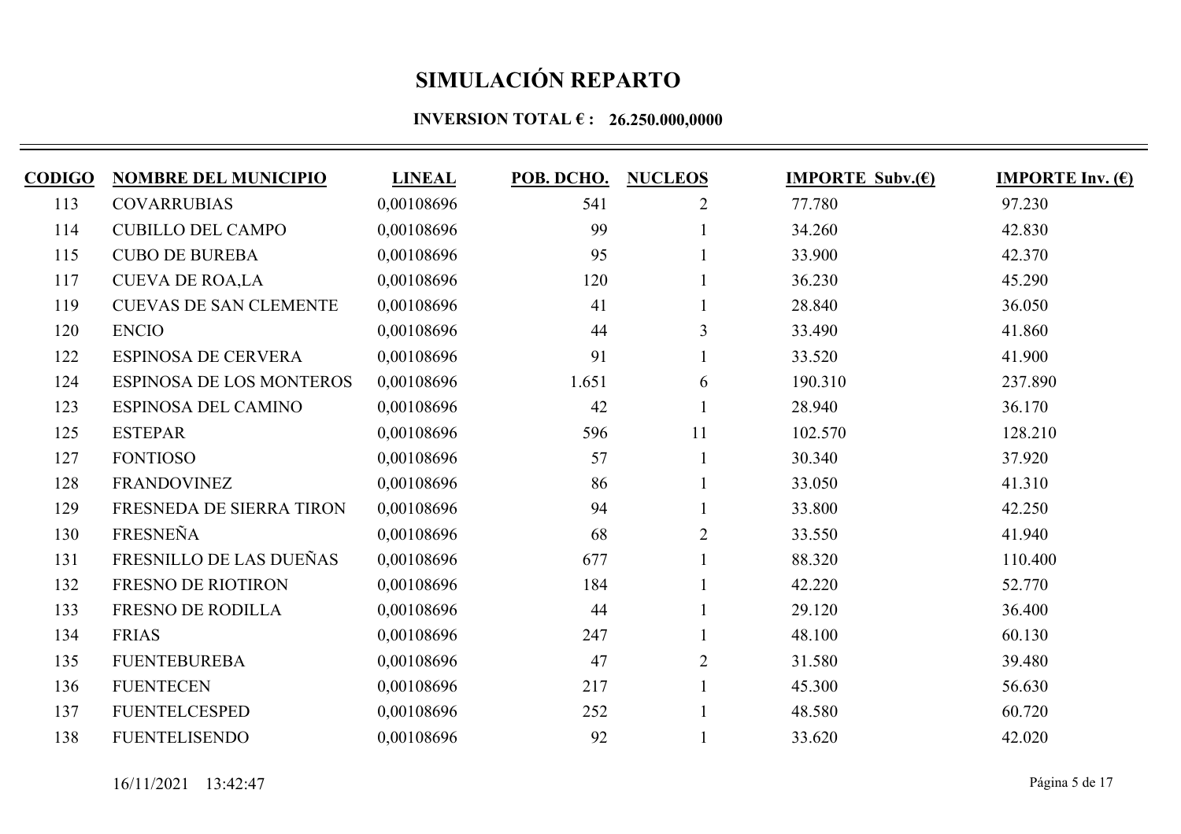# SIMULACIÓN REPARTO

**INVERSION TOTAL € : 26.250.000,0000**

| CODIGO | NOMBRE DEL MUNICIPIO | LINEAL | POB. DCHO. | NUCLEOS | IMPORTE Subv.(€) | IMPORTE Inv. (€) |
|---|---|---|---|---|---|---|
| 113 | COVARRUBIAS | 0,00108696 | 541 | 2 | 77.780 | 97.230 |
| 114 | CUBILLO DEL CAMPO | 0,00108696 | 99 | 1 | 34.260 | 42.830 |
| 115 | CUBO DE BUREBA | 0,00108696 | 95 | 1 | 33.900 | 42.370 |
| 117 | CUEVA DE ROA,LA | 0,00108696 | 120 | 1 | 36.230 | 45.290 |
| 119 | CUEVAS DE SAN CLEMENTE | 0,00108696 | 41 | 1 | 28.840 | 36.050 |
| 120 | ENCIO | 0,00108696 | 44 | 3 | 33.490 | 41.860 |
| 122 | ESPINOSA DE CERVERA | 0,00108696 | 91 | 1 | 33.520 | 41.900 |
| 124 | ESPINOSA DE LOS MONTEROS | 0,00108696 | 1.651 | 6 | 190.310 | 237.890 |
| 123 | ESPINOSA DEL CAMINO | 0,00108696 | 42 | 1 | 28.940 | 36.170 |
| 125 | ESTEPAR | 0,00108696 | 596 | 11 | 102.570 | 128.210 |
| 127 | FONTIOSO | 0,00108696 | 57 | 1 | 30.340 | 37.920 |
| 128 | FRANDOVINEZ | 0,00108696 | 86 | 1 | 33.050 | 41.310 |
| 129 | FRESNEDA DE SIERRA TIRON | 0,00108696 | 94 | 1 | 33.800 | 42.250 |
| 130 | FRESNEÑA | 0,00108696 | 68 | 2 | 33.550 | 41.940 |
| 131 | FRESNILLO DE LAS DUEÑAS | 0,00108696 | 677 | 1 | 88.320 | 110.400 |
| 132 | FRESNO DE RIOTIRON | 0,00108696 | 184 | 1 | 42.220 | 52.770 |
| 133 | FRESNO DE RODILLA | 0,00108696 | 44 | 1 | 29.120 | 36.400 |
| 134 | FRIAS | 0,00108696 | 247 | 1 | 48.100 | 60.130 |
| 135 | FUENTEBUREBA | 0,00108696 | 47 | 2 | 31.580 | 39.480 |
| 136 | FUENTECEN | 0,00108696 | 217 | 1 | 45.300 | 56.630 |
| 137 | FUENTELCESPED | 0,00108696 | 252 | 1 | 48.580 | 60.720 |
| 138 | FUENTELISENDO | 0,00108696 | 92 | 1 | 33.620 | 42.020 |

16/11/2021 13:42:47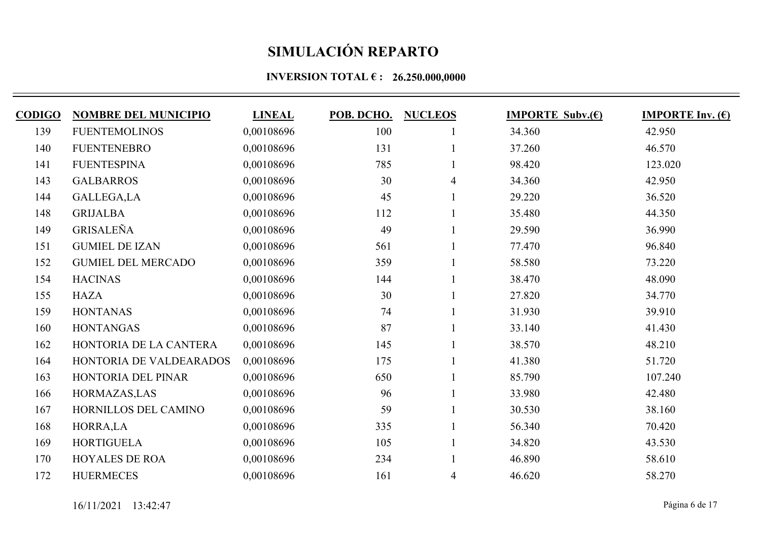# SIMULACIÓN REPARTO

**INVERSION TOTAL € : 26.250.000,0000**

| CODIGO | NOMBRE DEL MUNICIPIO | LINEAL | POB. DCHO. | NUCLEOS | IMPORTE Subv.(€) | IMPORTE Inv. (€) |
|---|---|---|---|---|---|---|
| 139 | FUENTEMOLINOS | 0,00108696 | 100 | 1 | 34.360 | 42.950 |
| 140 | FUENTENEBRO | 0,00108696 | 131 | 1 | 37.260 | 46.570 |
| 141 | FUENTESPINA | 0,00108696 | 785 | 1 | 98.420 | 123.020 |
| 143 | GALBARROS | 0,00108696 | 30 | 4 | 34.360 | 42.950 |
| 144 | GALLEGA,LA | 0,00108696 | 45 | 1 | 29.220 | 36.520 |
| 148 | GRIJALBA | 0,00108696 | 112 | 1 | 35.480 | 44.350 |
| 149 | GRISALEÑA | 0,00108696 | 49 | 1 | 29.590 | 36.990 |
| 151 | GUMIEL DE IZAN | 0,00108696 | 561 | 1 | 77.470 | 96.840 |
| 152 | GUMIEL DEL MERCADO | 0,00108696 | 359 | 1 | 58.580 | 73.220 |
| 154 | HACINAS | 0,00108696 | 144 | 1 | 38.470 | 48.090 |
| 155 | HAZA | 0,00108696 | 30 | 1 | 27.820 | 34.770 |
| 159 | HONTANAS | 0,00108696 | 74 | 1 | 31.930 | 39.910 |
| 160 | HONTANGAS | 0,00108696 | 87 | 1 | 33.140 | 41.430 |
| 162 | HONTORIA DE LA CANTERA | 0,00108696 | 145 | 1 | 38.570 | 48.210 |
| 164 | HONTORIA DE VALDEARADOS | 0,00108696 | 175 | 1 | 41.380 | 51.720 |
| 163 | HONTORIA DEL PINAR | 0,00108696 | 650 | 1 | 85.790 | 107.240 |
| 166 | HORMAZAS,LAS | 0,00108696 | 96 | 1 | 33.980 | 42.480 |
| 167 | HORNILLOS DEL CAMINO | 0,00108696 | 59 | 1 | 30.530 | 38.160 |
| 168 | HORRA,LA | 0,00108696 | 335 | 1 | 56.340 | 70.420 |
| 169 | HORTIGUELA | 0,00108696 | 105 | 1 | 34.820 | 43.530 |
| 170 | HOYALES DE ROA | 0,00108696 | 234 | 1 | 46.890 | 58.610 |
| 172 | HUERMECES | 0,00108696 | 161 | 4 | 46.620 | 58.270 |

16/11/2021 13:42:47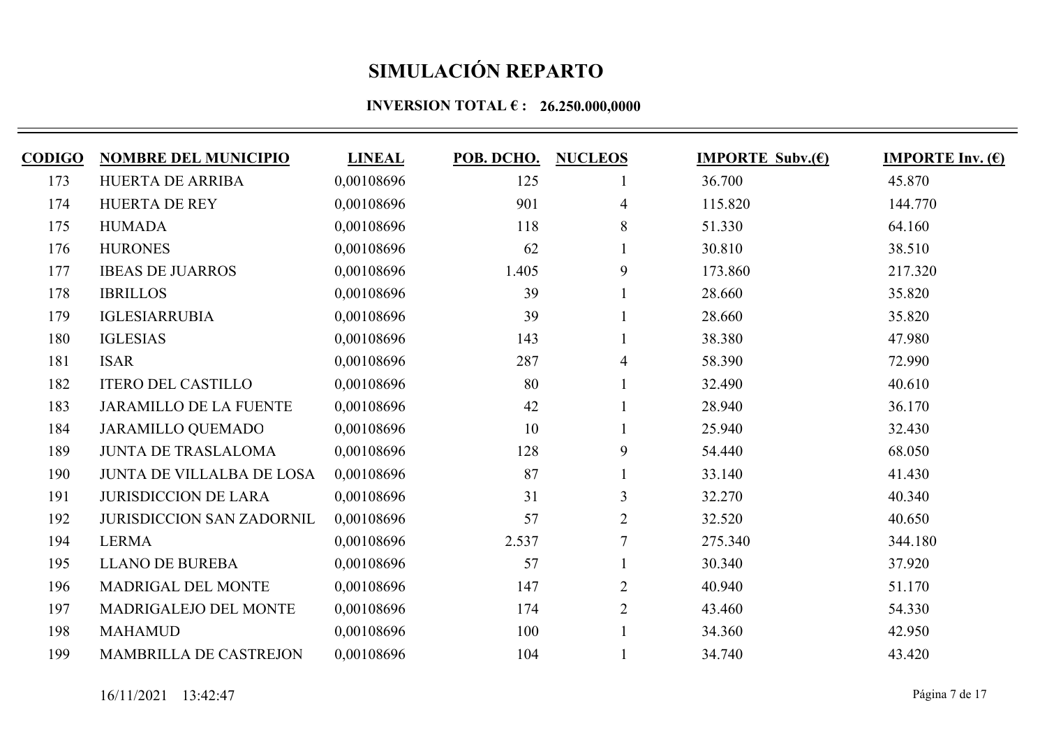# SIMULACIÓN REPARTO

**INVERSION TOTAL € : 26.250.000,0000**

| CODIGO | NOMBRE DEL MUNICIPIO | LINEAL | POB. DCHO. | NUCLEOS | IMPORTE Subv.(€) | IMPORTE Inv. (€) |
|---|---|---|---|---|---|---|
| 173 | HUERTA DE ARRIBA | 0,00108696 | 125 | 1 | 36.700 | 45.870 |
| 174 | HUERTA DE REY | 0,00108696 | 901 | 4 | 115.820 | 144.770 |
| 175 | HUMADA | 0,00108696 | 118 | 8 | 51.330 | 64.160 |
| 176 | HURONES | 0,00108696 | 62 | 1 | 30.810 | 38.510 |
| 177 | IBEAS DE JUARROS | 0,00108696 | 1.405 | 9 | 173.860 | 217.320 |
| 178 | IBRILLOS | 0,00108696 | 39 | 1 | 28.660 | 35.820 |
| 179 | IGLESIARRUBIA | 0,00108696 | 39 | 1 | 28.660 | 35.820 |
| 180 | IGLESIAS | 0,00108696 | 143 | 1 | 38.380 | 47.980 |
| 181 | ISAR | 0,00108696 | 287 | 4 | 58.390 | 72.990 |
| 182 | ITERO DEL CASTILLO | 0,00108696 | 80 | 1 | 32.490 | 40.610 |
| 183 | JARAMILLO DE LA FUENTE | 0,00108696 | 42 | 1 | 28.940 | 36.170 |
| 184 | JARAMILLO QUEMADO | 0,00108696 | 10 | 1 | 25.940 | 32.430 |
| 189 | JUNTA DE TRASLALOMA | 0,00108696 | 128 | 9 | 54.440 | 68.050 |
| 190 | JUNTA DE VILLALBA DE LOSA | 0,00108696 | 87 | 1 | 33.140 | 41.430 |
| 191 | JURISDICCION DE LARA | 0,00108696 | 31 | 3 | 32.270 | 40.340 |
| 192 | JURISDICCION SAN ZADORNIL | 0,00108696 | 57 | 2 | 32.520 | 40.650 |
| 194 | LERMA | 0,00108696 | 2.537 | 7 | 275.340 | 344.180 |
| 195 | LLANO DE BUREBA | 0,00108696 | 57 | 1 | 30.340 | 37.920 |
| 196 | MADRIGAL DEL MONTE | 0,00108696 | 147 | 2 | 40.940 | 51.170 |
| 197 | MADRIGALEJO DEL MONTE | 0,00108696 | 174 | 2 | 43.460 | 54.330 |
| 198 | MAHAMUD | 0,00108696 | 100 | 1 | 34.360 | 42.950 |
| 199 | MAMBRILLA DE CASTREJON | 0,00108696 | 104 | 1 | 34.740 | 43.420 |

16/11/2021 13:42:47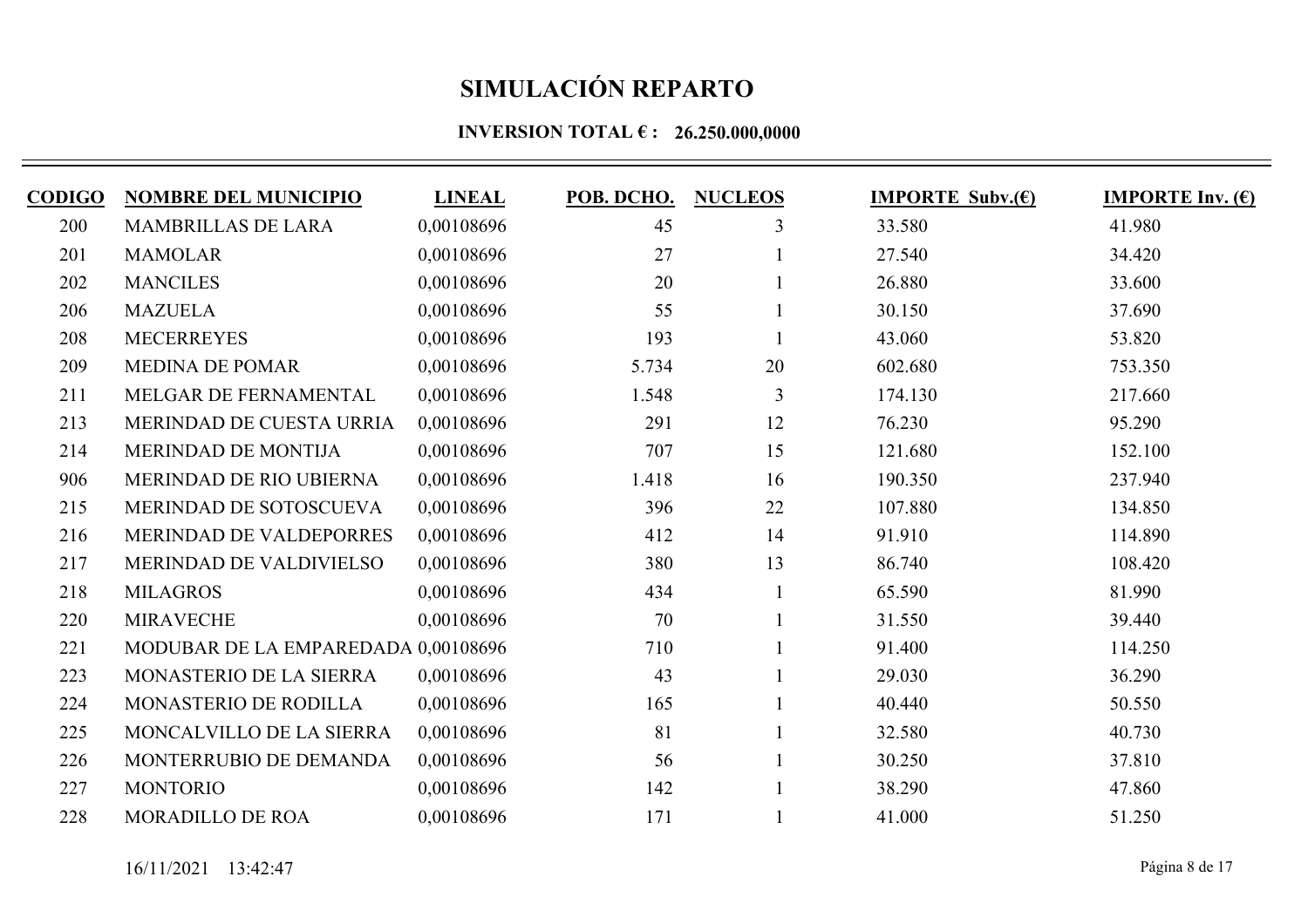# SIMULACIÓN REPARTO

**INVERSION TOTAL € : 26.250.000,0000**

| CODIGO | NOMBRE DEL MUNICIPIO | LINEAL | POB. DCHO. | NUCLEOS | IMPORTE Subv.(€) | IMPORTE Inv. (€) |
|---|---|---|---|---|---|---|
| 200 | MAMBRILLAS DE LARA | 0,00108696 | 45 | 3 | 33.580 | 41.980 |
| 201 | MAMOLAR | 0,00108696 | 27 | 1 | 27.540 | 34.420 |
| 202 | MANCILES | 0,00108696 | 20 | 1 | 26.880 | 33.600 |
| 206 | MAZUELA | 0,00108696 | 55 | 1 | 30.150 | 37.690 |
| 208 | MECERREYES | 0,00108696 | 193 | 1 | 43.060 | 53.820 |
| 209 | MEDINA DE POMAR | 0,00108696 | 5.734 | 20 | 602.680 | 753.350 |
| 211 | MELGAR DE FERNAMENTAL | 0,00108696 | 1.548 | 3 | 174.130 | 217.660 |
| 213 | MERINDAD DE CUESTA URRIA | 0,00108696 | 291 | 12 | 76.230 | 95.290 |
| 214 | MERINDAD DE MONTIJA | 0,00108696 | 707 | 15 | 121.680 | 152.100 |
| 906 | MERINDAD DE RIO UBIERNA | 0,00108696 | 1.418 | 16 | 190.350 | 237.940 |
| 215 | MERINDAD DE SOTOSCUEVA | 0,00108696 | 396 | 22 | 107.880 | 134.850 |
| 216 | MERINDAD DE VALDEPORRES | 0,00108696 | 412 | 14 | 91.910 | 114.890 |
| 217 | MERINDAD DE VALDIVIELSO | 0,00108696 | 380 | 13 | 86.740 | 108.420 |
| 218 | MILAGROS | 0,00108696 | 434 | 1 | 65.590 | 81.990 |
| 220 | MIRAVECHE | 0,00108696 | 70 | 1 | 31.550 | 39.440 |
| 221 | MODUBAR DE LA EMPAREDADA | 0,00108696 | 710 | 1 | 91.400 | 114.250 |
| 223 | MONASTERIO DE LA SIERRA | 0,00108696 | 43 | 1 | 29.030 | 36.290 |
| 224 | MONASTERIO DE RODILLA | 0,00108696 | 165 | 1 | 40.440 | 50.550 |
| 225 | MONCALVILLO DE LA SIERRA | 0,00108696 | 81 | 1 | 32.580 | 40.730 |
| 226 | MONTERRUBIO DE DEMANDA | 0,00108696 | 56 | 1 | 30.250 | 37.810 |
| 227 | MONTORIO | 0,00108696 | 142 | 1 | 38.290 | 47.860 |
| 228 | MORADILLO DE ROA | 0,00108696 | 171 | 1 | 41.000 | 51.250 |

16/11/2021 13:42:47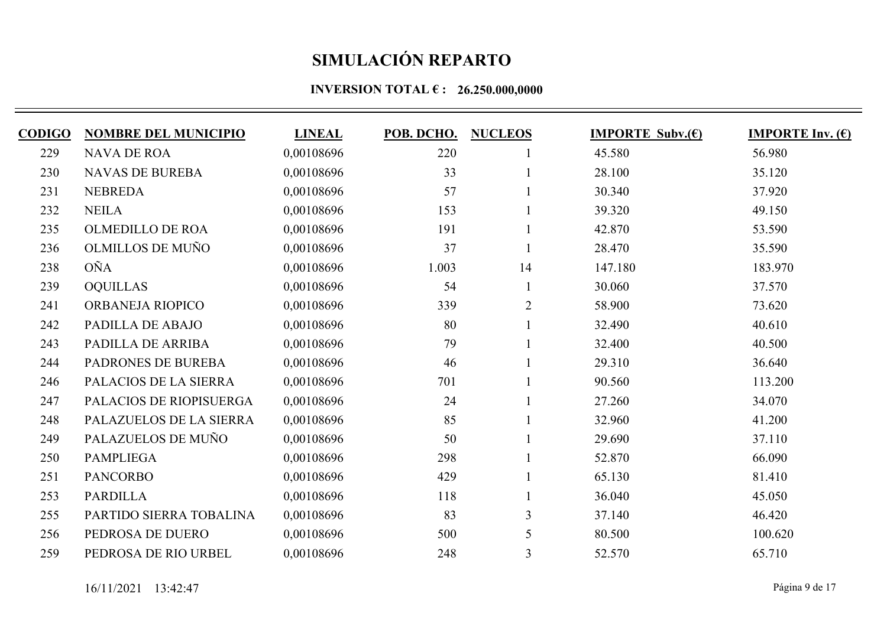# SIMULACIÓN REPARTO

### INVERSION TOTAL € : 26.250.000,0000

| CODIGO | NOMBRE DEL MUNICIPIO | LINEAL | POB. DCHO. | NUCLEOS | IMPORTE Subv.(€) | IMPORTE Inv. (€) |
|---|---|---|---|---|---|---|
| 229 | NAVA DE ROA | 0,00108696 | 220 | 1 | 45.580 | 56.980 |
| 230 | NAVAS DE BUREBA | 0,00108696 | 33 | 1 | 28.100 | 35.120 |
| 231 | NEBREDA | 0,00108696 | 57 | 1 | 30.340 | 37.920 |
| 232 | NEILA | 0,00108696 | 153 | 1 | 39.320 | 49.150 |
| 235 | OLMEDILLO DE ROA | 0,00108696 | 191 | 1 | 42.870 | 53.590 |
| 236 | OLMILLOS DE MUÑO | 0,00108696 | 37 | 1 | 28.470 | 35.590 |
| 238 | OÑA | 0,00108696 | 1.003 | 14 | 147.180 | 183.970 |
| 239 | OQUILLAS | 0,00108696 | 54 | 1 | 30.060 | 37.570 |
| 241 | ORBANEJA RIOPICO | 0,00108696 | 339 | 2 | 58.900 | 73.620 |
| 242 | PADILLA DE ABAJO | 0,00108696 | 80 | 1 | 32.490 | 40.610 |
| 243 | PADILLA DE ARRIBA | 0,00108696 | 79 | 1 | 32.400 | 40.500 |
| 244 | PADRONES DE BUREBA | 0,00108696 | 46 | 1 | 29.310 | 36.640 |
| 246 | PALACIOS DE LA SIERRA | 0,00108696 | 701 | 1 | 90.560 | 113.200 |
| 247 | PALACIOS DE RIOPISUERGA | 0,00108696 | 24 | 1 | 27.260 | 34.070 |
| 248 | PALAZUELOS DE LA SIERRA | 0,00108696 | 85 | 1 | 32.960 | 41.200 |
| 249 | PALAZUELOS DE MUÑO | 0,00108696 | 50 | 1 | 29.690 | 37.110 |
| 250 | PAMPLIEGA | 0,00108696 | 298 | 1 | 52.870 | 66.090 |
| 251 | PANCORBO | 0,00108696 | 429 | 1 | 65.130 | 81.410 |
| 253 | PARDILLA | 0,00108696 | 118 | 1 | 36.040 | 45.050 |
| 255 | PARTIDO SIERRA TOBALINA | 0,00108696 | 83 | 3 | 37.140 | 46.420 |
| 256 | PEDROSA DE DUERO | 0,00108696 | 500 | 5 | 80.500 | 100.620 |
| 259 | PEDROSA DE RIO URBEL | 0,00108696 | 248 | 3 | 52.570 | 65.710 |

16/11/2021 13:42:47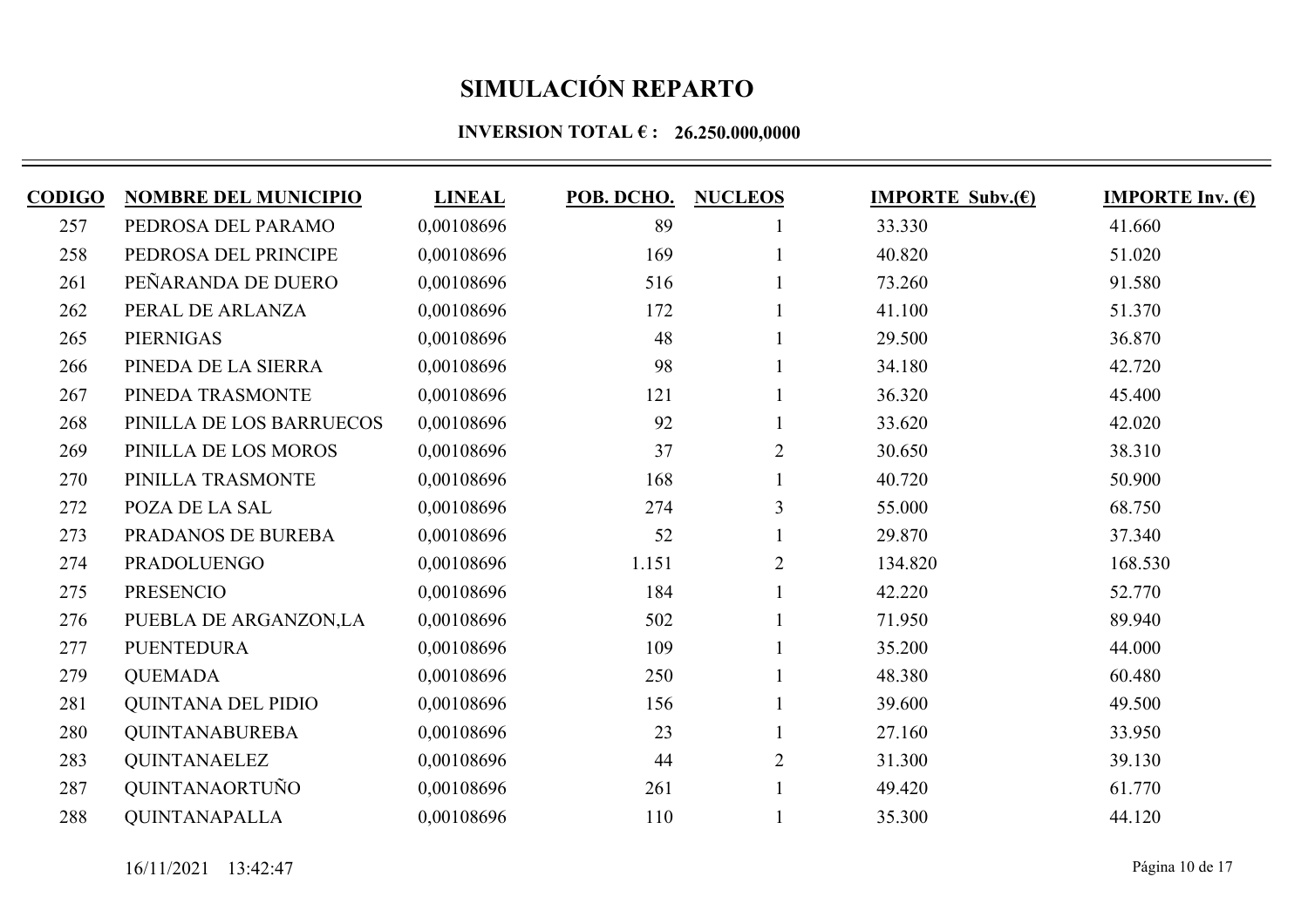# SIMULACIÓN REPARTO

**INVERSION TOTAL € : 26.250.000,0000**

| CODIGO | NOMBRE DEL MUNICIPIO | LINEAL | POB. DCHO. | NUCLEOS | IMPORTE Subv.(€) | IMPORTE Inv. (€) |
|---|---|---|---|---|---|---|
| 257 | PEDROSA DEL PARAMO | 0,00108696 | 89 | 1 | 33.330 | 41.660 |
| 258 | PEDROSA DEL PRINCIPE | 0,00108696 | 169 | 1 | 40.820 | 51.020 |
| 261 | PEÑARANDA DE DUERO | 0,00108696 | 516 | 1 | 73.260 | 91.580 |
| 262 | PERAL DE ARLANZA | 0,00108696 | 172 | 1 | 41.100 | 51.370 |
| 265 | PIERNIGAS | 0,00108696 | 48 | 1 | 29.500 | 36.870 |
| 266 | PINEDA DE LA SIERRA | 0,00108696 | 98 | 1 | 34.180 | 42.720 |
| 267 | PINEDA TRASMONTE | 0,00108696 | 121 | 1 | 36.320 | 45.400 |
| 268 | PINILLA DE LOS BARRUECOS | 0,00108696 | 92 | 1 | 33.620 | 42.020 |
| 269 | PINILLA DE LOS MOROS | 0,00108696 | 37 | 2 | 30.650 | 38.310 |
| 270 | PINILLA TRASMONTE | 0,00108696 | 168 | 1 | 40.720 | 50.900 |
| 272 | POZA DE LA SAL | 0,00108696 | 274 | 3 | 55.000 | 68.750 |
| 273 | PRADANOS DE BUREBA | 0,00108696 | 52 | 1 | 29.870 | 37.340 |
| 274 | PRADOLUENGO | 0,00108696 | 1.151 | 2 | 134.820 | 168.530 |
| 275 | PRESENCIO | 0,00108696 | 184 | 1 | 42.220 | 52.770 |
| 276 | PUEBLA DE ARGANZON,LA | 0,00108696 | 502 | 1 | 71.950 | 89.940 |
| 277 | PUENTEDURA | 0,00108696 | 109 | 1 | 35.200 | 44.000 |
| 279 | QUEMADA | 0,00108696 | 250 | 1 | 48.380 | 60.480 |
| 281 | QUINTANA DEL PIDIO | 0,00108696 | 156 | 1 | 39.600 | 49.500 |
| 280 | QUINTANABUREBA | 0,00108696 | 23 | 1 | 27.160 | 33.950 |
| 283 | QUINTANAELEZ | 0,00108696 | 44 | 2 | 31.300 | 39.130 |
| 287 | QUINTANAORTUÑO | 0,00108696 | 261 | 1 | 49.420 | 61.770 |
| 288 | QUINTANAPALLA | 0,00108696 | 110 | 1 | 35.300 | 44.120 |

16/11/2021 13:42:47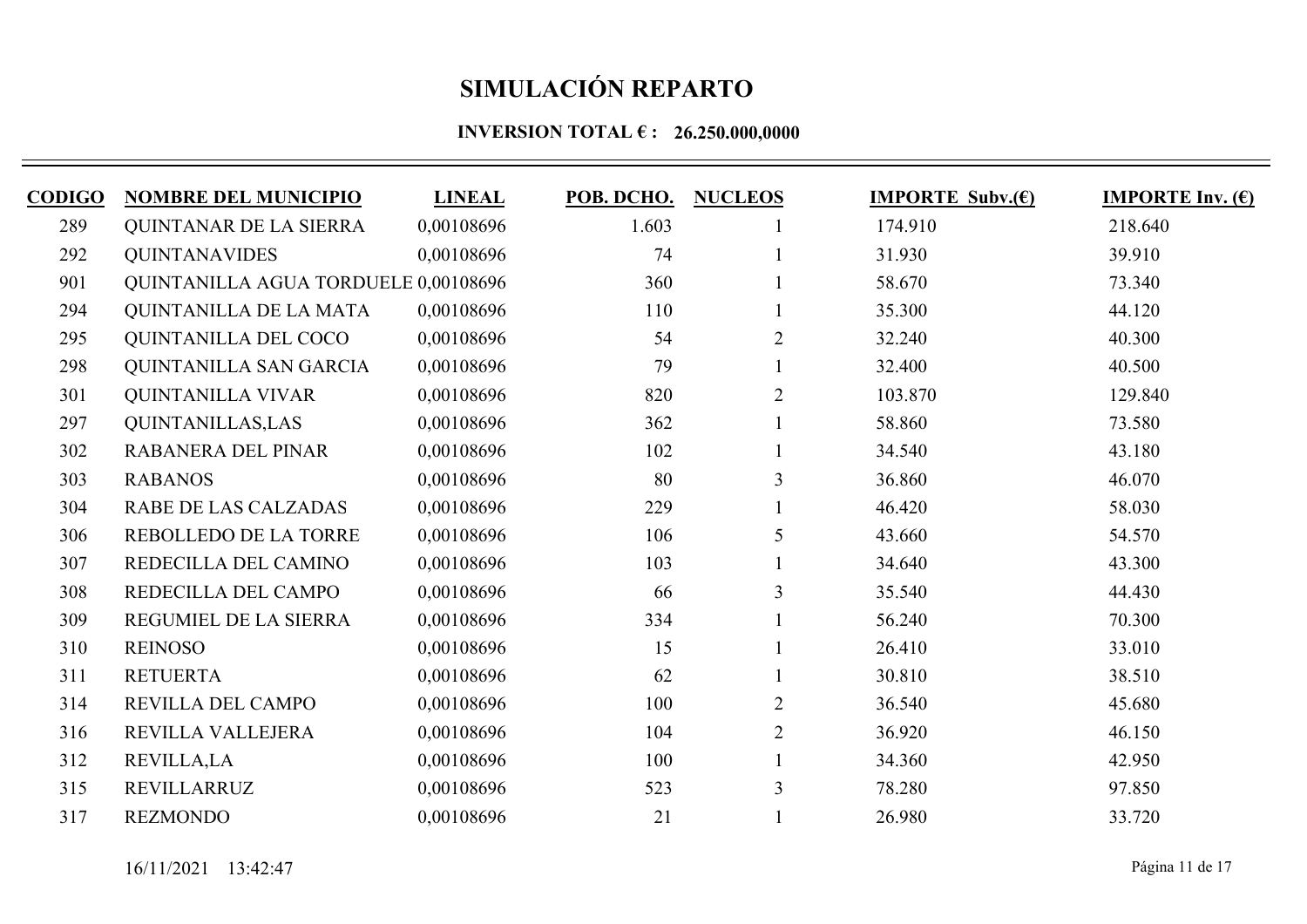# SIMULACIÓN REPARTO

**INVERSION TOTAL € : 26.250.000,0000**

| CODIGO | NOMBRE DEL MUNICIPIO | LINEAL | POB. DCHO. | NUCLEOS | IMPORTE Subv.(€) | IMPORTE Inv. (€) |
|---|---|---|---|---|---|---|
| 289 | QUINTANAR DE LA SIERRA | 0,00108696 | 1.603 | 1 | 174.910 | 218.640 |
| 292 | QUINTANAVIDES | 0,00108696 | 74 | 1 | 31.930 | 39.910 |
| 901 | QUINTANILLA AGUA TORDUELE | 0,00108696 | 360 | 1 | 58.670 | 73.340 |
| 294 | QUINTANILLA DE LA MATA | 0,00108696 | 110 | 1 | 35.300 | 44.120 |
| 295 | QUINTANILLA DEL COCO | 0,00108696 | 54 | 2 | 32.240 | 40.300 |
| 298 | QUINTANILLA SAN GARCIA | 0,00108696 | 79 | 1 | 32.400 | 40.500 |
| 301 | QUINTANILLA VIVAR | 0,00108696 | 820 | 2 | 103.870 | 129.840 |
| 297 | QUINTANILLAS,LAS | 0,00108696 | 362 | 1 | 58.860 | 73.580 |
| 302 | RABANERA DEL PINAR | 0,00108696 | 102 | 1 | 34.540 | 43.180 |
| 303 | RABANOS | 0,00108696 | 80 | 3 | 36.860 | 46.070 |
| 304 | RABE DE LAS CALZADAS | 0,00108696 | 229 | 1 | 46.420 | 58.030 |
| 306 | REBOLLEDO DE LA TORRE | 0,00108696 | 106 | 5 | 43.660 | 54.570 |
| 307 | REDECILLA DEL CAMINO | 0,00108696 | 103 | 1 | 34.640 | 43.300 |
| 308 | REDECILLA DEL CAMPO | 0,00108696 | 66 | 3 | 35.540 | 44.430 |
| 309 | REGUMIEL DE LA SIERRA | 0,00108696 | 334 | 1 | 56.240 | 70.300 |
| 310 | REINOSO | 0,00108696 | 15 | 1 | 26.410 | 33.010 |
| 311 | RETUERTA | 0,00108696 | 62 | 1 | 30.810 | 38.510 |
| 314 | REVILLA DEL CAMPO | 0,00108696 | 100 | 2 | 36.540 | 45.680 |
| 316 | REVILLA VALLEJERA | 0,00108696 | 104 | 2 | 36.920 | 46.150 |
| 312 | REVILLA,LA | 0,00108696 | 100 | 1 | 34.360 | 42.950 |
| 315 | REVILLARRUZ | 0,00108696 | 523 | 3 | 78.280 | 97.850 |
| 317 | REZMONDO | 0,00108696 | 21 | 1 | 26.980 | 33.720 |

16/11/2021 13:42:47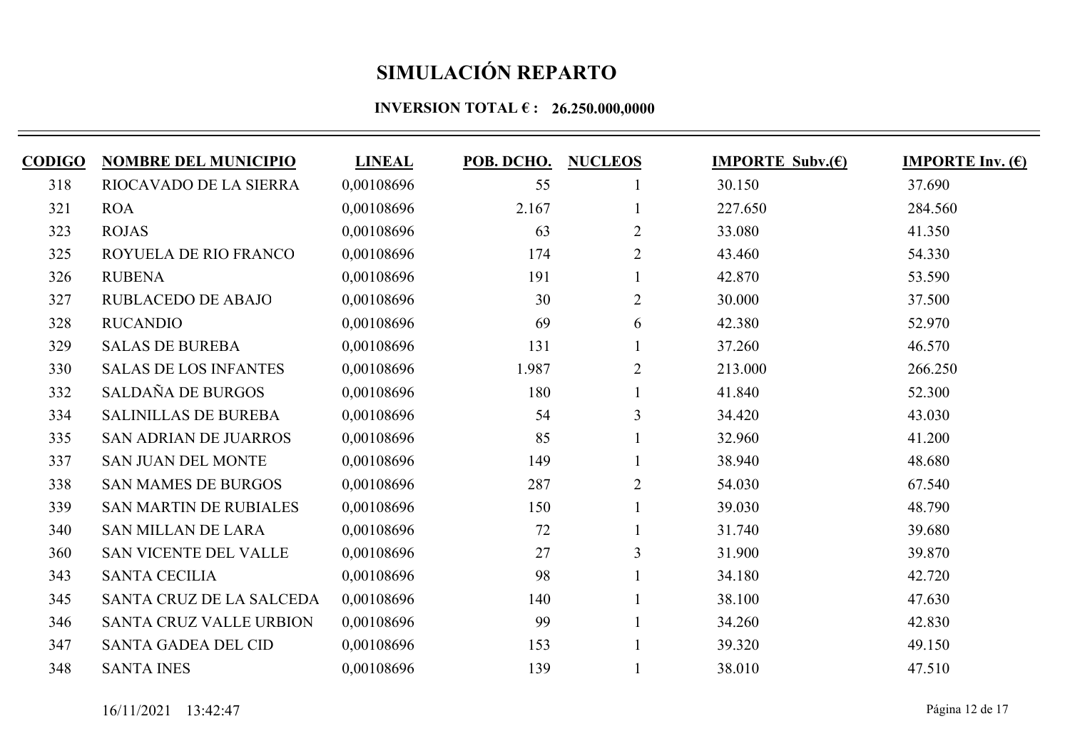# SIMULACIÓN REPARTO

**INVERSION TOTAL € : 26.250.000,0000**

| CODIGO | NOMBRE DEL MUNICIPIO | LINEAL | POB. DCHO. | NUCLEOS | IMPORTE Subv.(€) | IMPORTE Inv. (€) |
|---|---|---|---|---|---|---|
| 318 | RIOCAVADO DE LA SIERRA | 0,00108696 | 55 | 1 | 30.150 | 37.690 |
| 321 | ROA | 0,00108696 | 2.167 | 1 | 227.650 | 284.560 |
| 323 | ROJAS | 0,00108696 | 63 | 2 | 33.080 | 41.350 |
| 325 | ROYUELA DE RIO FRANCO | 0,00108696 | 174 | 2 | 43.460 | 54.330 |
| 326 | RUBENA | 0,00108696 | 191 | 1 | 42.870 | 53.590 |
| 327 | RUBLACEDO DE ABAJO | 0,00108696 | 30 | 2 | 30.000 | 37.500 |
| 328 | RUCANDIO | 0,00108696 | 69 | 6 | 42.380 | 52.970 |
| 329 | SALAS DE BUREBA | 0,00108696 | 131 | 1 | 37.260 | 46.570 |
| 330 | SALAS DE LOS INFANTES | 0,00108696 | 1.987 | 2 | 213.000 | 266.250 |
| 332 | SALDAÑA DE BURGOS | 0,00108696 | 180 | 1 | 41.840 | 52.300 |
| 334 | SALINILLAS DE BUREBA | 0,00108696 | 54 | 3 | 34.420 | 43.030 |
| 335 | SAN ADRIAN DE JUARROS | 0,00108696 | 85 | 1 | 32.960 | 41.200 |
| 337 | SAN JUAN DEL MONTE | 0,00108696 | 149 | 1 | 38.940 | 48.680 |
| 338 | SAN MAMES DE BURGOS | 0,00108696 | 287 | 2 | 54.030 | 67.540 |
| 339 | SAN MARTIN DE RUBIALES | 0,00108696 | 150 | 1 | 39.030 | 48.790 |
| 340 | SAN MILLAN DE LARA | 0,00108696 | 72 | 1 | 31.740 | 39.680 |
| 360 | SAN VICENTE DEL VALLE | 0,00108696 | 27 | 3 | 31.900 | 39.870 |
| 343 | SANTA CECILIA | 0,00108696 | 98 | 1 | 34.180 | 42.720 |
| 345 | SANTA CRUZ DE LA SALCEDA | 0,00108696 | 140 | 1 | 38.100 | 47.630 |
| 346 | SANTA CRUZ VALLE URBION | 0,00108696 | 99 | 1 | 34.260 | 42.830 |
| 347 | SANTA GADEA DEL CID | 0,00108696 | 153 | 1 | 39.320 | 49.150 |
| 348 | SANTA INES | 0,00108696 | 139 | 1 | 38.010 | 47.510 |

16/11/2021 13:42:47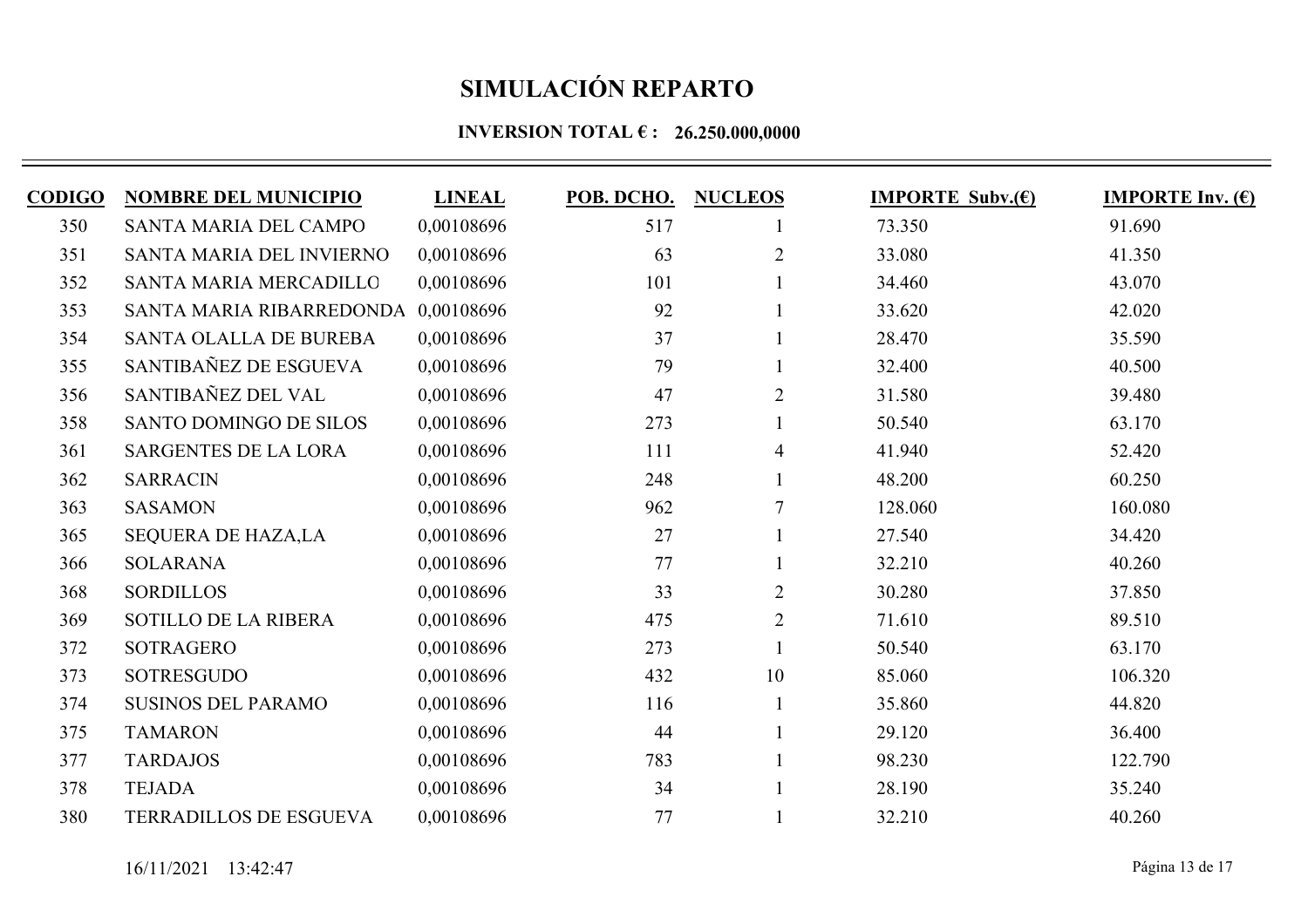# SIMULACIÓN REPARTO

**INVERSION TOTAL € : 26.250.000,0000**

| CODIGO | NOMBRE DEL MUNICIPIO | LINEAL | POB. DCHO. | NUCLEOS | IMPORTE Subv.(€) | IMPORTE Inv. (€) |
|---|---|---|---|---|---|---|
| 350 | SANTA MARIA DEL CAMPO | 0,00108696 | 517 | 1 | 73.350 | 91.690 |
| 351 | SANTA MARIA DEL INVIERNO | 0,00108696 | 63 | 2 | 33.080 | 41.350 |
| 352 | SANTA MARIA MERCADILLO | 0,00108696 | 101 | 1 | 34.460 | 43.070 |
| 353 | SANTA MARIA RIBARREDONDA | 0,00108696 | 92 | 1 | 33.620 | 42.020 |
| 354 | SANTA OLALLA DE BUREBA | 0,00108696 | 37 | 1 | 28.470 | 35.590 |
| 355 | SANTIBAÑEZ DE ESGUEVA | 0,00108696 | 79 | 1 | 32.400 | 40.500 |
| 356 | SANTIBAÑEZ DEL VAL | 0,00108696 | 47 | 2 | 31.580 | 39.480 |
| 358 | SANTO DOMINGO DE SILOS | 0,00108696 | 273 | 1 | 50.540 | 63.170 |
| 361 | SARGENTES DE LA LORA | 0,00108696 | 111 | 4 | 41.940 | 52.420 |
| 362 | SARRACIN | 0,00108696 | 248 | 1 | 48.200 | 60.250 |
| 363 | SASAMON | 0,00108696 | 962 | 7 | 128.060 | 160.080 |
| 365 | SEQUERA DE HAZA,LA | 0,00108696 | 27 | 1 | 27.540 | 34.420 |
| 366 | SOLARANA | 0,00108696 | 77 | 1 | 32.210 | 40.260 |
| 368 | SORDILLOS | 0,00108696 | 33 | 2 | 30.280 | 37.850 |
| 369 | SOTILLO DE LA RIBERA | 0,00108696 | 475 | 2 | 71.610 | 89.510 |
| 372 | SOTRAGERO | 0,00108696 | 273 | 1 | 50.540 | 63.170 |
| 373 | SOTRESGUDO | 0,00108696 | 432 | 10 | 85.060 | 106.320 |
| 374 | SUSINOS DEL PARAMO | 0,00108696 | 116 | 1 | 35.860 | 44.820 |
| 375 | TAMARON | 0,00108696 | 44 | 1 | 29.120 | 36.400 |
| 377 | TARDAJOS | 0,00108696 | 783 | 1 | 98.230 | 122.790 |
| 378 | TEJADA | 0,00108696 | 34 | 1 | 28.190 | 35.240 |
| 380 | TERRADILLOS DE ESGUEVA | 0,00108696 | 77 | 1 | 32.210 | 40.260 |

16/11/2021 13:42:47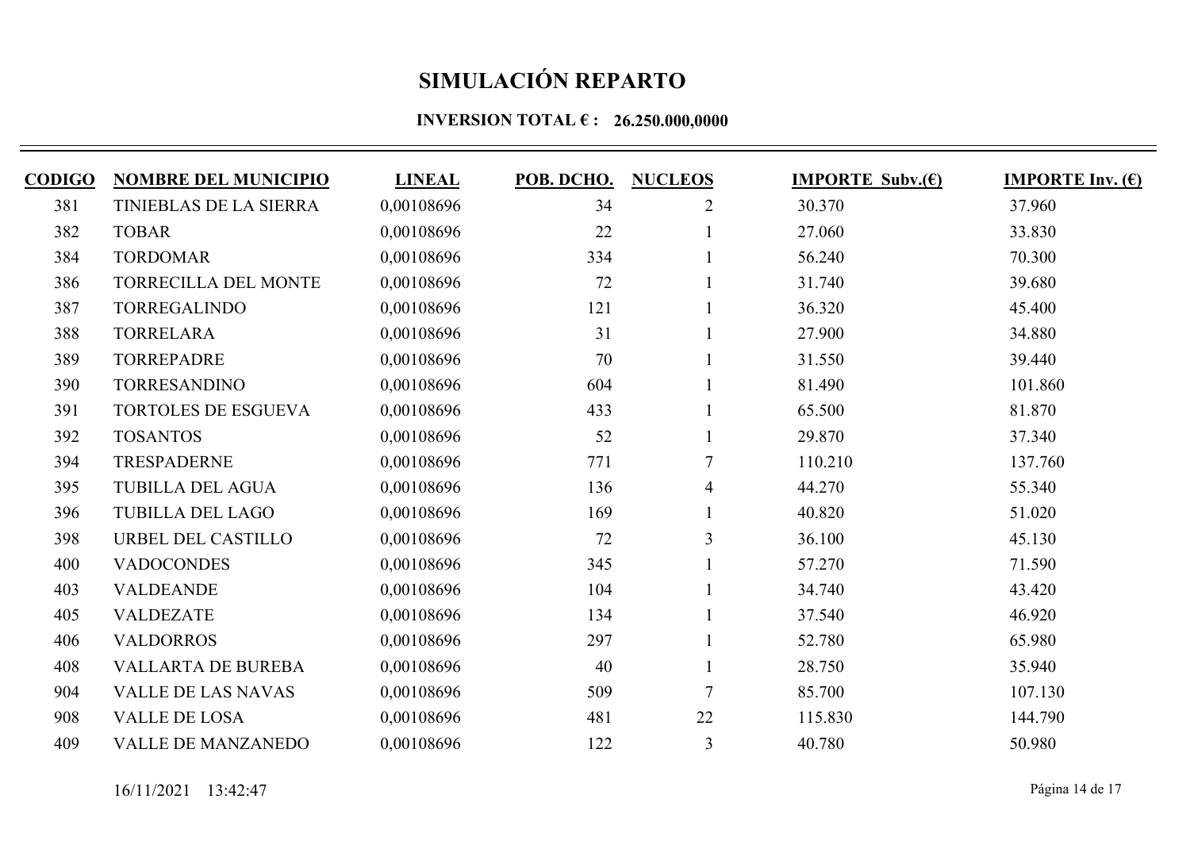# SIMULACIÓN REPARTO

**INVERSION TOTAL € : 26.250.000,0000**

| CODIGO | NOMBRE DEL MUNICIPIO | LINEAL | POB. DCHO. | NUCLEOS | IMPORTE Subv.(€) | IMPORTE Inv. (€) |
|---|---|---|---|---|---|---|
| 381 | TINIEBLAS DE LA SIERRA | 0,00108696 | 34 | 2 | 30.370 | 37.960 |
| 382 | TOBAR | 0,00108696 | 22 | 1 | 27.060 | 33.830 |
| 384 | TORDOMAR | 0,00108696 | 334 | 1 | 56.240 | 70.300 |
| 386 | TORRECILLA DEL MONTE | 0,00108696 | 72 | 1 | 31.740 | 39.680 |
| 387 | TORREGALINDO | 0,00108696 | 121 | 1 | 36.320 | 45.400 |
| 388 | TORRELARA | 0,00108696 | 31 | 1 | 27.900 | 34.880 |
| 389 | TORREPADRE | 0,00108696 | 70 | 1 | 31.550 | 39.440 |
| 390 | TORRESANDINO | 0,00108696 | 604 | 1 | 81.490 | 101.860 |
| 391 | TORTOLES DE ESGUEVA | 0,00108696 | 433 | 1 | 65.500 | 81.870 |
| 392 | TOSANTOS | 0,00108696 | 52 | 1 | 29.870 | 37.340 |
| 394 | TRESPADERNE | 0,00108696 | 771 | 7 | 110.210 | 137.760 |
| 395 | TUBILLA DEL AGUA | 0,00108696 | 136 | 4 | 44.270 | 55.340 |
| 396 | TUBILLA DEL LAGO | 0,00108696 | 169 | 1 | 40.820 | 51.020 |
| 398 | URBEL DEL CASTILLO | 0,00108696 | 72 | 3 | 36.100 | 45.130 |
| 400 | VADOCONDES | 0,00108696 | 345 | 1 | 57.270 | 71.590 |
| 403 | VALDEANDE | 0,00108696 | 104 | 1 | 34.740 | 43.420 |
| 405 | VALDEZATE | 0,00108696 | 134 | 1 | 37.540 | 46.920 |
| 406 | VALDORROS | 0,00108696 | 297 | 1 | 52.780 | 65.980 |
| 408 | VALLARTA DE BUREBA | 0,00108696 | 40 | 1 | 28.750 | 35.940 |
| 904 | VALLE DE LAS NAVAS | 0,00108696 | 509 | 7 | 85.700 | 107.130 |
| 908 | VALLE DE LOSA | 0,00108696 | 481 | 22 | 115.830 | 144.790 |
| 409 | VALLE DE MANZANEDO | 0,00108696 | 122 | 3 | 40.780 | 50.980 |

16/11/2021 13:42:47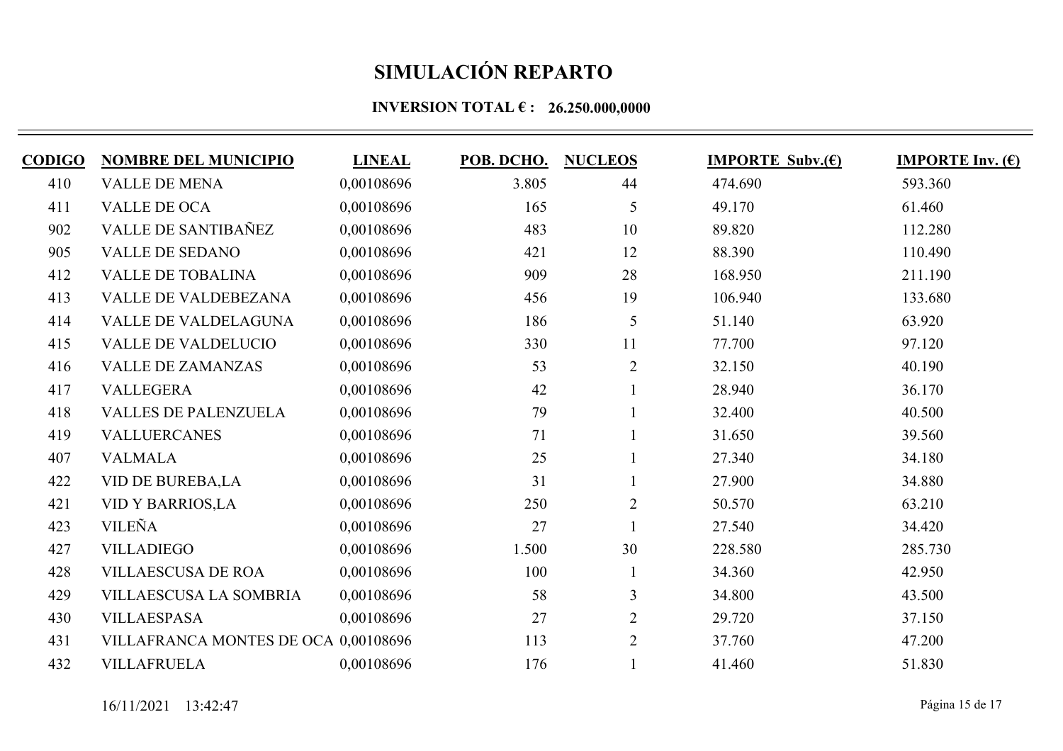# SIMULACIÓN REPARTO

**INVERSION TOTAL € : 26.250.000,0000**

| CODIGO | NOMBRE DEL MUNICIPIO | LINEAL | POB. DCHO. | NUCLEOS | IMPORTE Subv.(€) | IMPORTE Inv. (€) |
|---|---|---|---|---|---|---|
| 410 | VALLE DE MENA | 0,00108696 | 3.805 | 44 | 474.690 | 593.360 |
| 411 | VALLE DE OCA | 0,00108696 | 165 | 5 | 49.170 | 61.460 |
| 902 | VALLE DE SANTIBAÑEZ | 0,00108696 | 483 | 10 | 89.820 | 112.280 |
| 905 | VALLE DE SEDANO | 0,00108696 | 421 | 12 | 88.390 | 110.490 |
| 412 | VALLE DE TOBALINA | 0,00108696 | 909 | 28 | 168.950 | 211.190 |
| 413 | VALLE DE VALDEBEZANA | 0,00108696 | 456 | 19 | 106.940 | 133.680 |
| 414 | VALLE DE VALDELAGUNA | 0,00108696 | 186 | 5 | 51.140 | 63.920 |
| 415 | VALLE DE VALDELUCIO | 0,00108696 | 330 | 11 | 77.700 | 97.120 |
| 416 | VALLE DE ZAMANZAS | 0,00108696 | 53 | 2 | 32.150 | 40.190 |
| 417 | VALLEGERA | 0,00108696 | 42 | 1 | 28.940 | 36.170 |
| 418 | VALLES DE PALENZUELA | 0,00108696 | 79 | 1 | 32.400 | 40.500 |
| 419 | VALLUERCANES | 0,00108696 | 71 | 1 | 31.650 | 39.560 |
| 407 | VALMALA | 0,00108696 | 25 | 1 | 27.340 | 34.180 |
| 422 | VID DE BUREBA,LA | 0,00108696 | 31 | 1 | 27.900 | 34.880 |
| 421 | VID Y BARRIOS,LA | 0,00108696 | 250 | 2 | 50.570 | 63.210 |
| 423 | VILEÑA | 0,00108696 | 27 | 1 | 27.540 | 34.420 |
| 427 | VILLADIEGO | 0,00108696 | 1.500 | 30 | 228.580 | 285.730 |
| 428 | VILLAESCUSA DE ROA | 0,00108696 | 100 | 1 | 34.360 | 42.950 |
| 429 | VILLAESCUSA LA SOMBRIA | 0,00108696 | 58 | 3 | 34.800 | 43.500 |
| 430 | VILLAESPASA | 0,00108696 | 27 | 2 | 29.720 | 37.150 |
| 431 | VILLAFRANCA MONTES DE OCA | 0,00108696 | 113 | 2 | 37.760 | 47.200 |
| 432 | VILLAFRUELA | 0,00108696 | 176 | 1 | 41.460 | 51.830 |

16/11/2021 13:42:47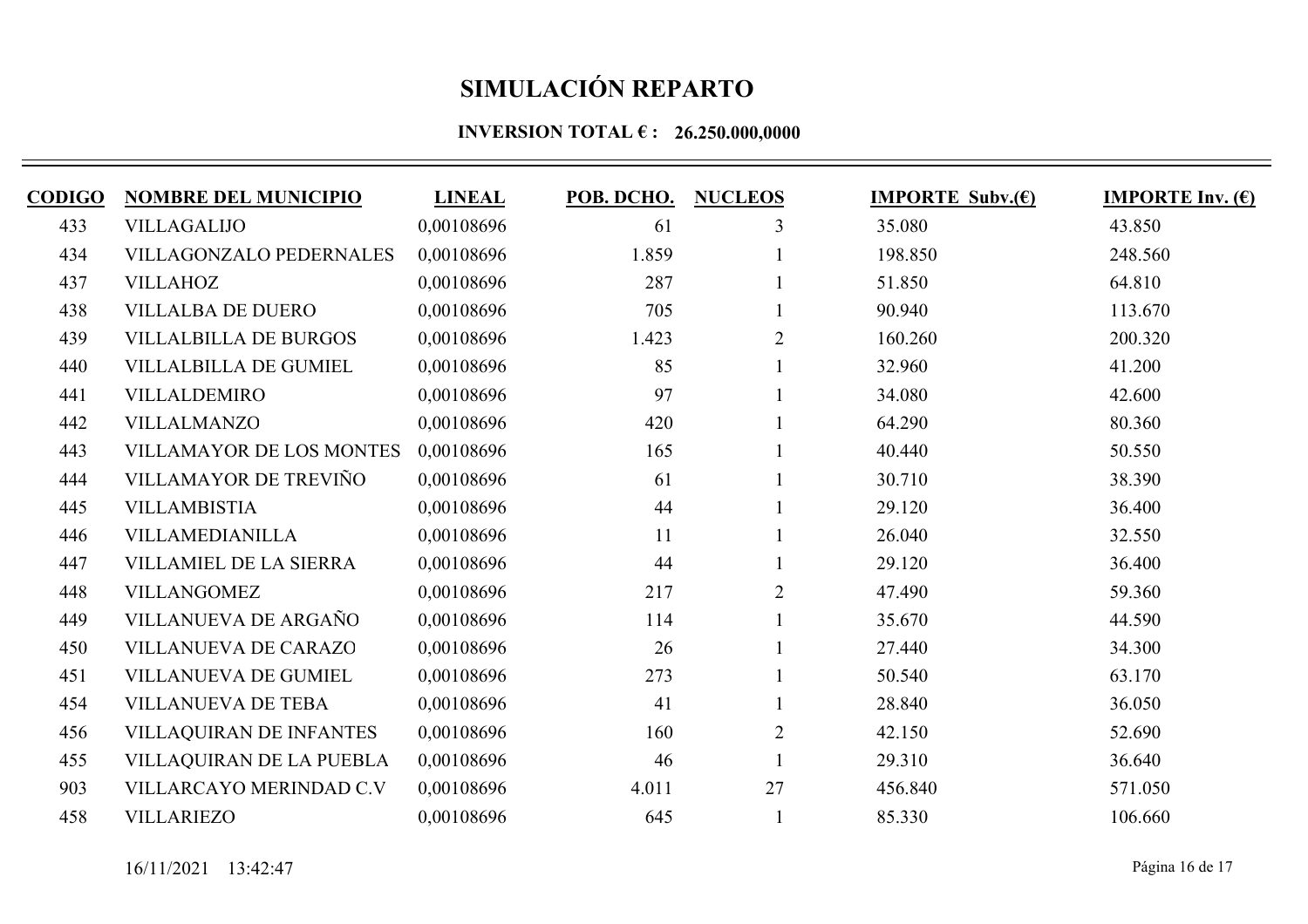# SIMULACIÓN REPARTO

**INVERSION TOTAL € : 26.250.000,0000**

| CODIGO | NOMBRE DEL MUNICIPIO | LINEAL | POB. DCHO. | NUCLEOS | IMPORTE Subv.(€) | IMPORTE Inv. (€) |
|---|---|---|---|---|---|---|
| 433 | VILLAGALIJO | 0,00108696 | 61 | 3 | 35.080 | 43.850 |
| 434 | VILLAGONZALO PEDERNALES | 0,00108696 | 1.859 | 1 | 198.850 | 248.560 |
| 437 | VILLAHOZ | 0,00108696 | 287 | 1 | 51.850 | 64.810 |
| 438 | VILLALBA DE DUERO | 0,00108696 | 705 | 1 | 90.940 | 113.670 |
| 439 | VILLALBILLA DE BURGOS | 0,00108696 | 1.423 | 2 | 160.260 | 200.320 |
| 440 | VILLALBILLA DE GUMIEL | 0,00108696 | 85 | 1 | 32.960 | 41.200 |
| 441 | VILLALDEMIRO | 0,00108696 | 97 | 1 | 34.080 | 42.600 |
| 442 | VILLALMANZO | 0,00108696 | 420 | 1 | 64.290 | 80.360 |
| 443 | VILLAMAYOR DE LOS MONTES | 0,00108696 | 165 | 1 | 40.440 | 50.550 |
| 444 | VILLAMAYOR DE TREVIÑO | 0,00108696 | 61 | 1 | 30.710 | 38.390 |
| 445 | VILLAMBISTIA | 0,00108696 | 44 | 1 | 29.120 | 36.400 |
| 446 | VILLAMEDIANILLA | 0,00108696 | 11 | 1 | 26.040 | 32.550 |
| 447 | VILLAMIEL DE LA SIERRA | 0,00108696 | 44 | 1 | 29.120 | 36.400 |
| 448 | VILLANGOMEZ | 0,00108696 | 217 | 2 | 47.490 | 59.360 |
| 449 | VILLANUEVA DE ARGAÑO | 0,00108696 | 114 | 1 | 35.670 | 44.590 |
| 450 | VILLANUEVA DE CARAZO | 0,00108696 | 26 | 1 | 27.440 | 34.300 |
| 451 | VILLANUEVA DE GUMIEL | 0,00108696 | 273 | 1 | 50.540 | 63.170 |
| 454 | VILLANUEVA DE TEBA | 0,00108696 | 41 | 1 | 28.840 | 36.050 |
| 456 | VILLAQUIRAN DE INFANTES | 0,00108696 | 160 | 2 | 42.150 | 52.690 |
| 455 | VILLAQUIRAN DE LA PUEBLA | 0,00108696 | 46 | 1 | 29.310 | 36.640 |
| 903 | VILLARCAYO MERINDAD C.V | 0,00108696 | 4.011 | 27 | 456.840 | 571.050 |
| 458 | VILLARIEZO | 0,00108696 | 645 | 1 | 85.330 | 106.660 |

16/11/2021 13:42:47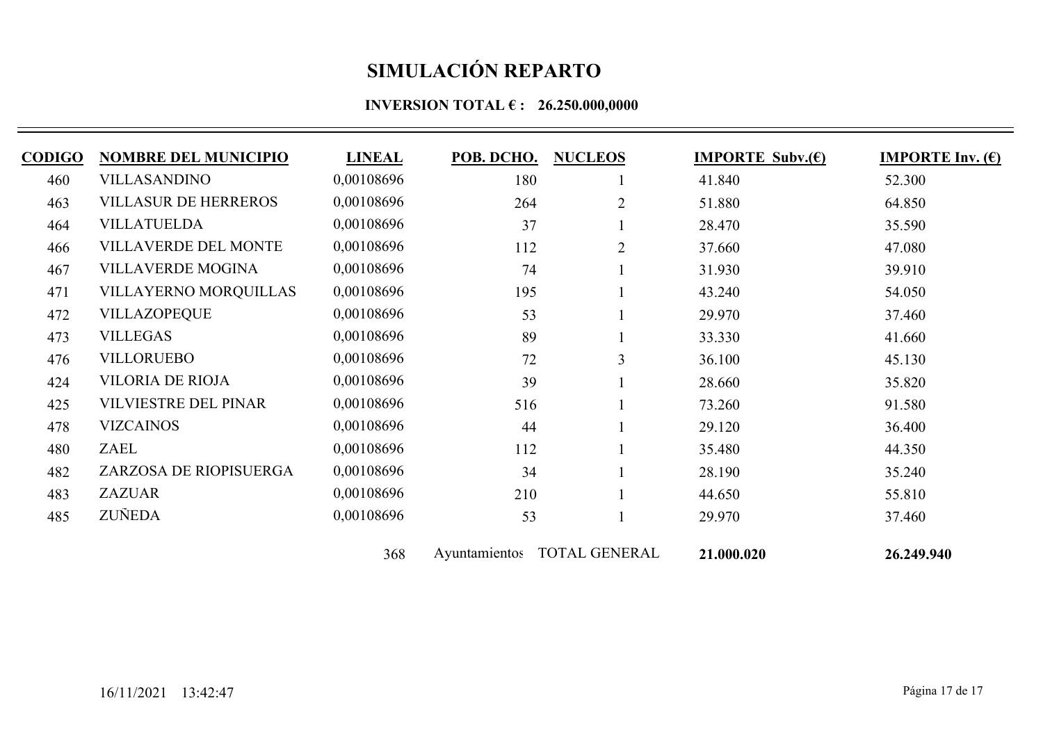# SIMULACIÓN REPARTO

**INVERSION TOTAL € : 26.250.000,0000**

| CODIGO | NOMBRE DEL MUNICIPIO | LINEAL | POB. DCHO. | NUCLEOS | IMPORTE Subv.(€) | IMPORTE Inv. (€) |
|---|---|---|---|---|---|---|
| 460 | VILLASANDINO | 0,00108696 | 180 | 1 | 41.840 | 52.300 |
| 463 | VILLASUR DE HERREROS | 0,00108696 | 264 | 2 | 51.880 | 64.850 |
| 464 | VILLATUELDA | 0,00108696 | 37 | 1 | 28.470 | 35.590 |
| 466 | VILLAVERDE DEL MONTE | 0,00108696 | 112 | 2 | 37.660 | 47.080 |
| 467 | VILLAVERDE MOGINA | 0,00108696 | 74 | 1 | 31.930 | 39.910 |
| 471 | VILLAYERNO MORQUILLAS | 0,00108696 | 195 | 1 | 43.240 | 54.050 |
| 472 | VILLAZOPEQUE | 0,00108696 | 53 | 1 | 29.970 | 37.460 |
| 473 | VILLEGAS | 0,00108696 | 89 | 1 | 33.330 | 41.660 |
| 476 | VILLORUEBO | 0,00108696 | 72 | 3 | 36.100 | 45.130 |
| 424 | VILORIA DE RIOJA | 0,00108696 | 39 | 1 | 28.660 | 35.820 |
| 425 | VILVIESTRE DEL PINAR | 0,00108696 | 516 | 1 | 73.260 | 91.580 |
| 478 | VIZCAINOS | 0,00108696 | 44 | 1 | 29.120 | 36.400 |
| 480 | ZAEL | 0,00108696 | 112 | 1 | 35.480 | 44.350 |
| 482 | ZARZOSA DE RIOPISUERGA | 0,00108696 | 34 | 1 | 28.190 | 35.240 |
| 483 | ZAZUAR | 0,00108696 | 210 | 1 | 44.650 | 55.810 |
| 485 | ZUÑEDA | 0,00108696 | 53 | 1 | 29.970 | 37.460 |
| | | 368 | Ayuntamientos | TOTAL GENERAL | **21.000.020** | **26.249.940** |

16/11/2021 13:42:47